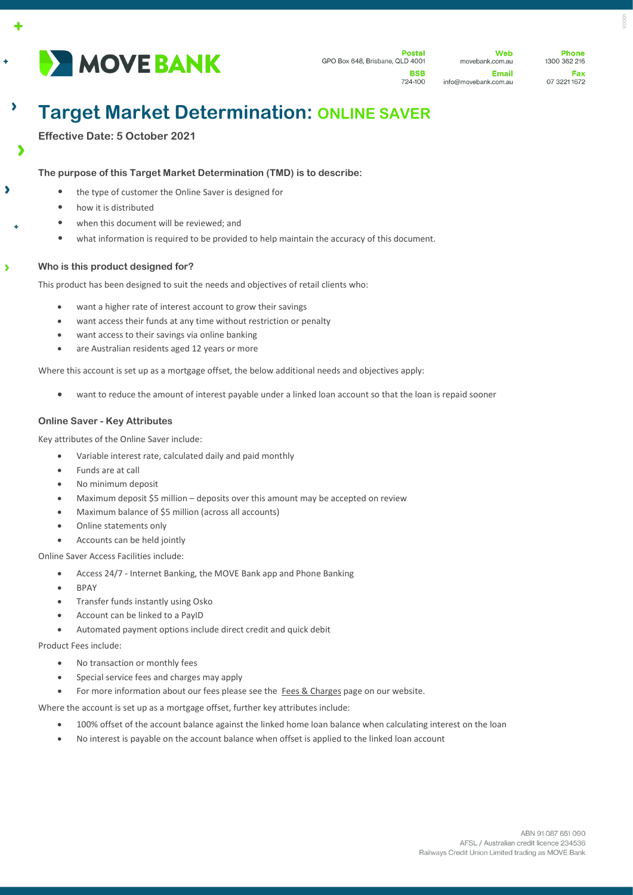MOVE BANK

**Postal**
GPO Box 648, Brisbane, QLD 4001

**BSB**
724-100

**Web**
movebank.com.au

**Email**
info@movebank.com.au

**Phone**
1300 362 216

**Fax**
07 3221 1672

# Target Market Determination: ONLINE SAVER

**Effective Date: 5 October 2021**

### The purpose of this Target Market Determination (TMD) is to describe:

- the type of customer the Online Saver is designed for
- how it is distributed
- when this document will be reviewed; and
- what information is required to be provided to help maintain the accuracy of this document.

### Who is this product designed for?

This product has been designed to suit the needs and objectives of retail clients who:

- want a higher rate of interest account to grow their savings
- want access their funds at any time without restriction or penalty
- want access to their savings via online banking
- are Australian residents aged 12 years or more

Where this account is set up as a mortgage offset, the below additional needs and objectives apply:

- want to reduce the amount of interest payable under a linked loan account so that the loan is repaid sooner

### Online Saver - Key Attributes

Key attributes of the Online Saver include:

- Variable interest rate, calculated daily and paid monthly
- Funds are at call
- No minimum deposit
- Maximum deposit $5 million – deposits over this amount may be accepted on review
- Maximum balance of $5 million (across all accounts)
- Online statements only
- Accounts can be held jointly

Online Saver Access Facilities include:

- Access 24/7 - Internet Banking, the MOVE Bank app and Phone Banking
- BPAY
- Transfer funds instantly using Osko
- Account can be linked to a PayID
- Automated payment options include direct credit and quick debit

Product Fees include:

- No transaction or monthly fees
- Special service fees and charges may apply
- For more information about our fees please see the Fees & Charges page on our website.

Where the account is set up as a mortgage offset, further key attributes include:

- 100% offset of the account balance against the linked home loan balance when calculating interest on the loan
- No interest is payable on the account balance when offset is applied to the linked loan account

ABN 91 087 651 090
AFSL / Australian credit licence 234536
Railways Credit Union Limited trading as MOVE Bank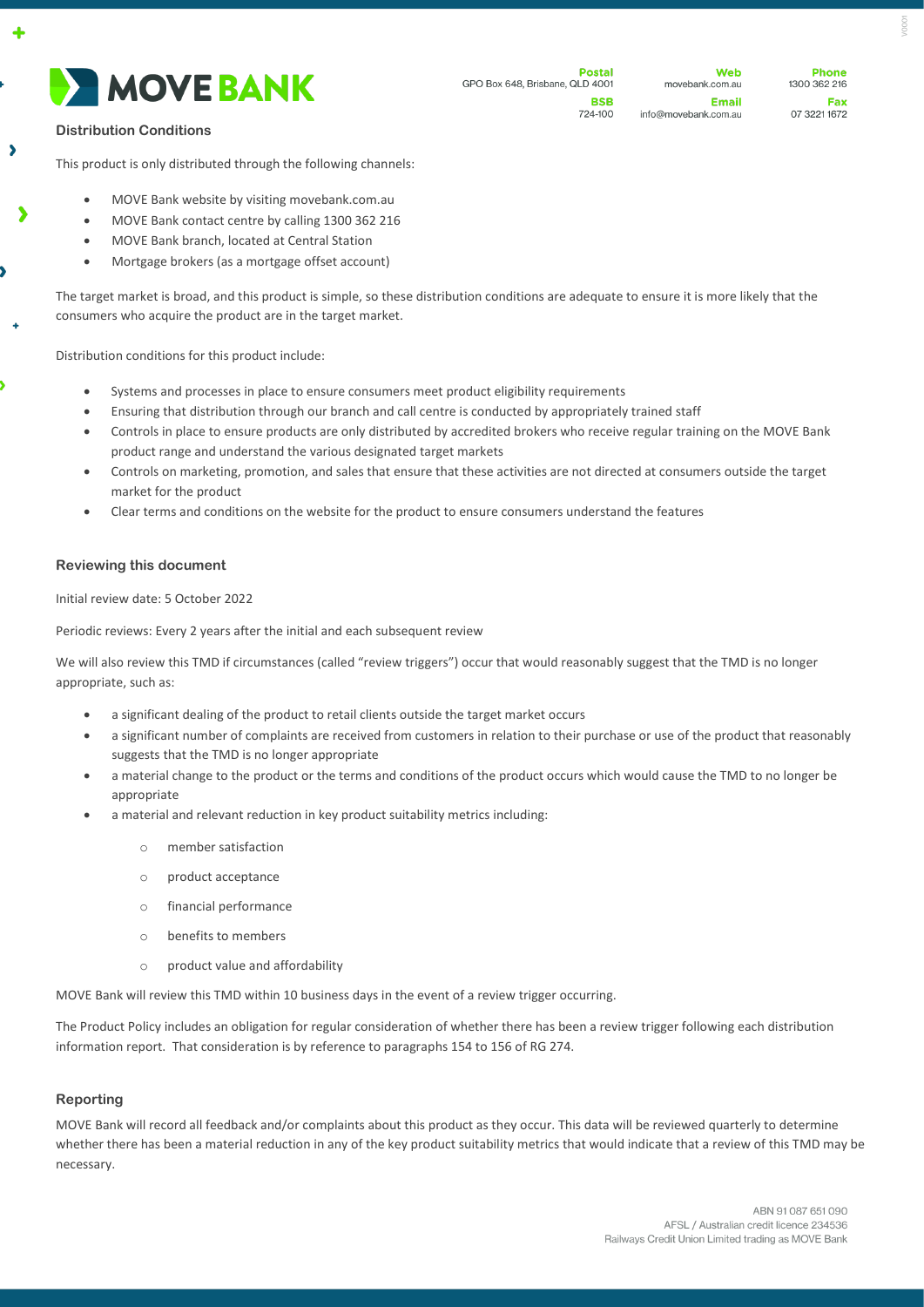## Distribution Conditions

This product is only distributed through the following channels:

- MOVE Bank website by visiting movebank.com.au
- MOVE Bank contact centre by calling 1300 362 216
- MOVE Bank branch, located at Central Station
- Mortgage brokers (as a mortgage offset account)

The target market is broad, and this product is simple, so these distribution conditions are adequate to ensure it is more likely that the consumers who acquire the product are in the target market.

Distribution conditions for this product include:

- Systems and processes in place to ensure consumers meet product eligibility requirements
- Ensuring that distribution through our branch and call centre is conducted by appropriately trained staff
- Controls in place to ensure products are only distributed by accredited brokers who receive regular training on the MOVE Bank product range and understand the various designated target markets
- Controls on marketing, promotion, and sales that ensure that these activities are not directed at consumers outside the target market for the product
- Clear terms and conditions on the website for the product to ensure consumers understand the features

## Reviewing this document

Initial review date: 5 October 2022

Periodic reviews: Every 2 years after the initial and each subsequent review

We will also review this TMD if circumstances (called "review triggers") occur that would reasonably suggest that the TMD is no longer appropriate, such as:

- a significant dealing of the product to retail clients outside the target market occurs
- a significant number of complaints are received from customers in relation to their purchase or use of the product that reasonably suggests that the TMD is no longer appropriate
- a material change to the product or the terms and conditions of the product occurs which would cause the TMD to no longer be appropriate
- a material and relevant reduction in key product suitability metrics including:
  - member satisfaction
  - product acceptance
  - financial performance
  - benefits to members
  - product value and affordability

MOVE Bank will review this TMD within 10 business days in the event of a review trigger occurring.

The Product Policy includes an obligation for regular consideration of whether there has been a review trigger following each distribution information report. That consideration is by reference to paragraphs 154 to 156 of RG 274.

## Reporting

MOVE Bank will record all feedback and/or complaints about this product as they occur. This data will be reviewed quarterly to determine whether there has been a material reduction in any of the key product suitability metrics that would indicate that a review of this TMD may be necessary.